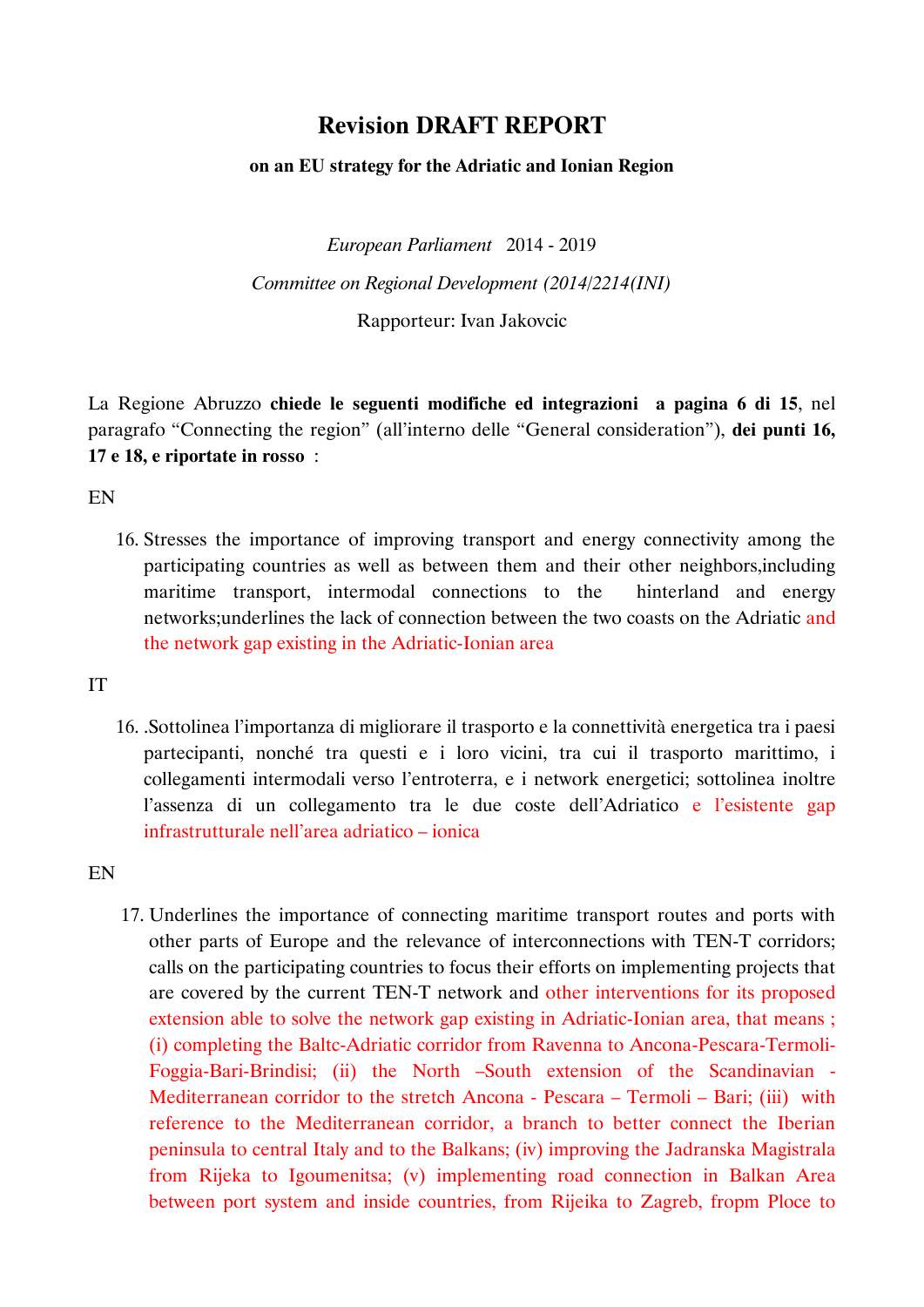# Revision DRAFT REPORT

**on an EU strategy for the Adriatic and Ionian Region**

*European Parliament* 2014 - 2019

*Committee on Regional Development (2014/2214(INI)*

Rapporteur: Ivan Jakovcic

La Regione Abruzzo **chiede le seguenti modifiche ed integrazioni a pagina 6 di 15**, nel paragrafo "Connecting the region" (all'interno delle "General consideration"), **dei punti 16, 17 e 18, e riportate in rosso** :

EN

16. Stresses the importance of improving transport and energy connectivity among the participating countries as well as between them and their other neighbors,including maritime transport, intermodal connections to the hinterland and energy networks;underlines the lack of connection between the two coasts on the Adriatic and the network gap existing in the Adriatic-Ionian area

IT

16. .Sottolinea l'importanza di migliorare il trasporto e la connettività energetica tra i paesi partecipanti, nonché tra questi e i loro vicini, tra cui il trasporto marittimo, i collegamenti intermodali verso l'entroterra, e i network energetici; sottolinea inoltre l'assenza di un collegamento tra le due coste dell'Adriatico e l'esistente gap infrastrutturale nell'area adriatico – ionica

EN

17. Underlines the importance of connecting maritime transport routes and ports with other parts of Europe and the relevance of interconnections with TEN-T corridors; calls on the participating countries to focus their efforts on implementing projects that are covered by the current TEN-T network and other interventions for its proposed extension able to solve the network gap existing in Adriatic-Ionian area, that means ; (i) completing the Baltc-Adriatic corridor from Ravenna to Ancona-Pescara-Termoli-Foggia-Bari-Brindisi; (ii) the North –South extension of the Scandinavian - Mediterranean corridor to the stretch Ancona - Pescara – Termoli – Bari; (iii) with reference to the Mediterranean corridor, a branch to better connect the Iberian peninsula to central Italy and to the Balkans; (iv) improving the Jadranska Magistrala from Rijeka to Igoumenitsa; (v) implementing road connection in Balkan Area between port system and inside countries, from Rijeika to Zagreb, fropm Ploce to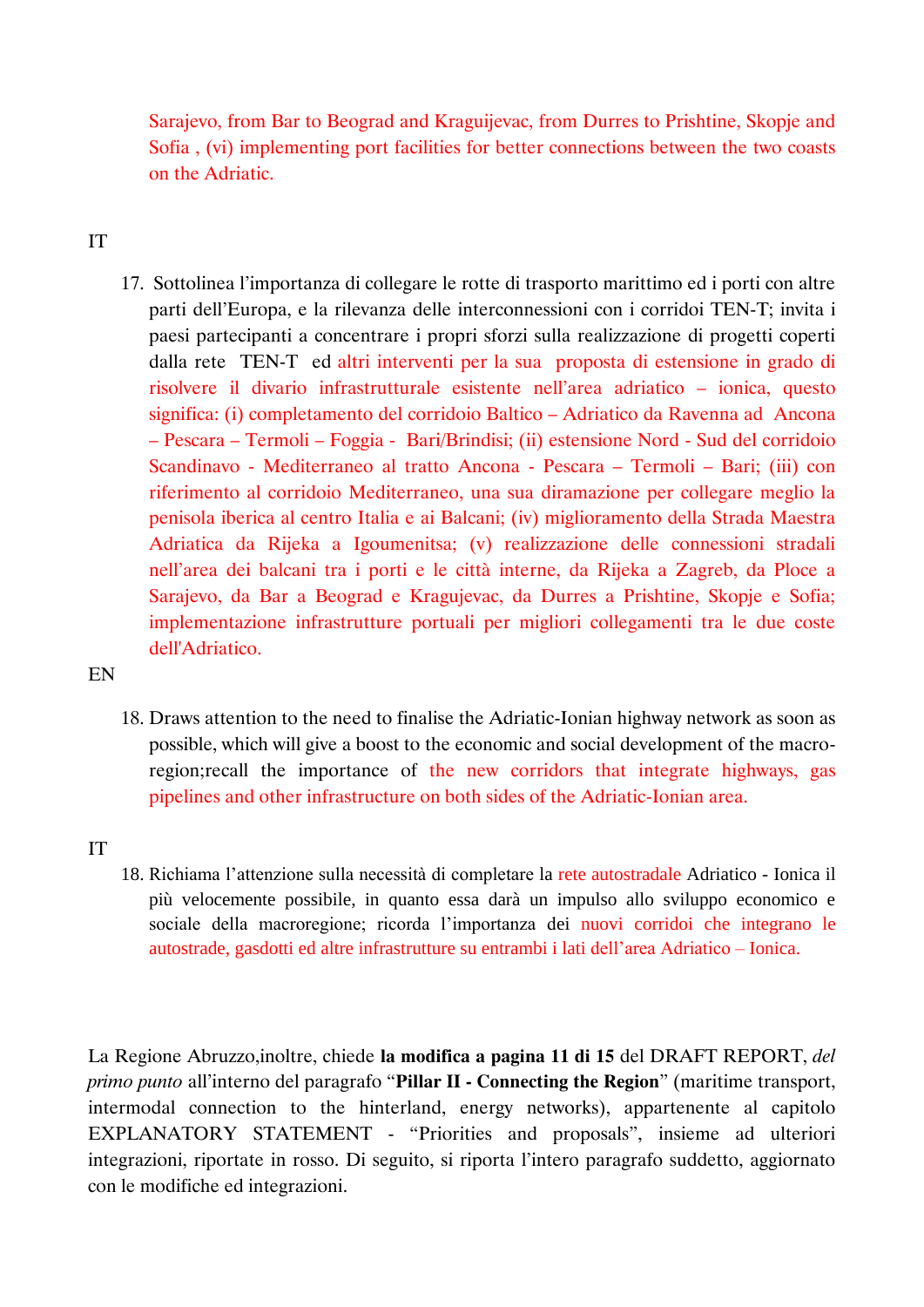Sarajevo, from Bar to Beograd and Kraguijevac, from Durres to Prishtine, Skopje and Sofia , (vi) implementing port facilities for better connections between the two coasts on the Adriatic.

IT

17. Sottolinea l'importanza di collegare le rotte di trasporto marittimo ed i porti con altre parti dell'Europa, e la rilevanza delle interconnessioni con i corridoi TEN-T; invita i paesi partecipanti a concentrare i propri sforzi sulla realizzazione di progetti coperti dalla rete TEN-T ed altri interventi per la sua proposta di estensione in grado di risolvere il divario infrastrutturale esistente nell'area adriatico – ionica, questo significa: (i) completamento del corridoio Baltico – Adriatico da Ravenna ad Ancona – Pescara – Termoli – Foggia - Bari/Brindisi; (ii) estensione Nord - Sud del corridoio Scandinavo - Mediterraneo al tratto Ancona - Pescara – Termoli – Bari; (iii) con riferimento al corridoio Mediterraneo, una sua diramazione per collegare meglio la penisola iberica al centro Italia e ai Balcani; (iv) miglioramento della Strada Maestra Adriatica da Rijeka a Igoumenitsa; (v) realizzazione delle connessioni stradali nell'area dei balcani tra i porti e le città interne, da Rijeka a Zagreb, da Ploce a Sarajevo, da Bar a Beograd e Kragujevac, da Durres a Prishtine, Skopje e Sofia; implementazione infrastrutture portuali per migliori collegamenti tra le due coste dell'Adriatico.

EN

18. Draws attention to the need to finalise the Adriatic-Ionian highway network as soon as possible, which will give a boost to the economic and social development of the macro-region;recall the importance of the new corridors that integrate highways, gas pipelines and other infrastructure on both sides of the Adriatic-Ionian area.

IT

18. Richiama l'attenzione sulla necessità di completare la rete autostradale Adriatico - Ionica il più velocemente possibile, in quanto essa darà un impulso allo sviluppo economico e sociale della macroregione; ricorda l'importanza dei nuovi corridoi che integrano le autostrade, gasdotti ed altre infrastrutture su entrambi i lati dell'area Adriatico – Ionica.

La Regione Abruzzo,inoltre, chiede **la modifica a pagina 11 di 15** del DRAFT REPORT, *del primo punto* all'interno del paragrafo "**Pillar II - Connecting the Region**" (maritime transport, intermodal connection to the hinterland, energy networks), appartenente al capitolo EXPLANATORY STATEMENT - "Priorities and proposals", insieme ad ulteriori integrazioni, riportate in rosso. Di seguito, si riporta l'intero paragrafo suddetto, aggiornato con le modifiche ed integrazioni.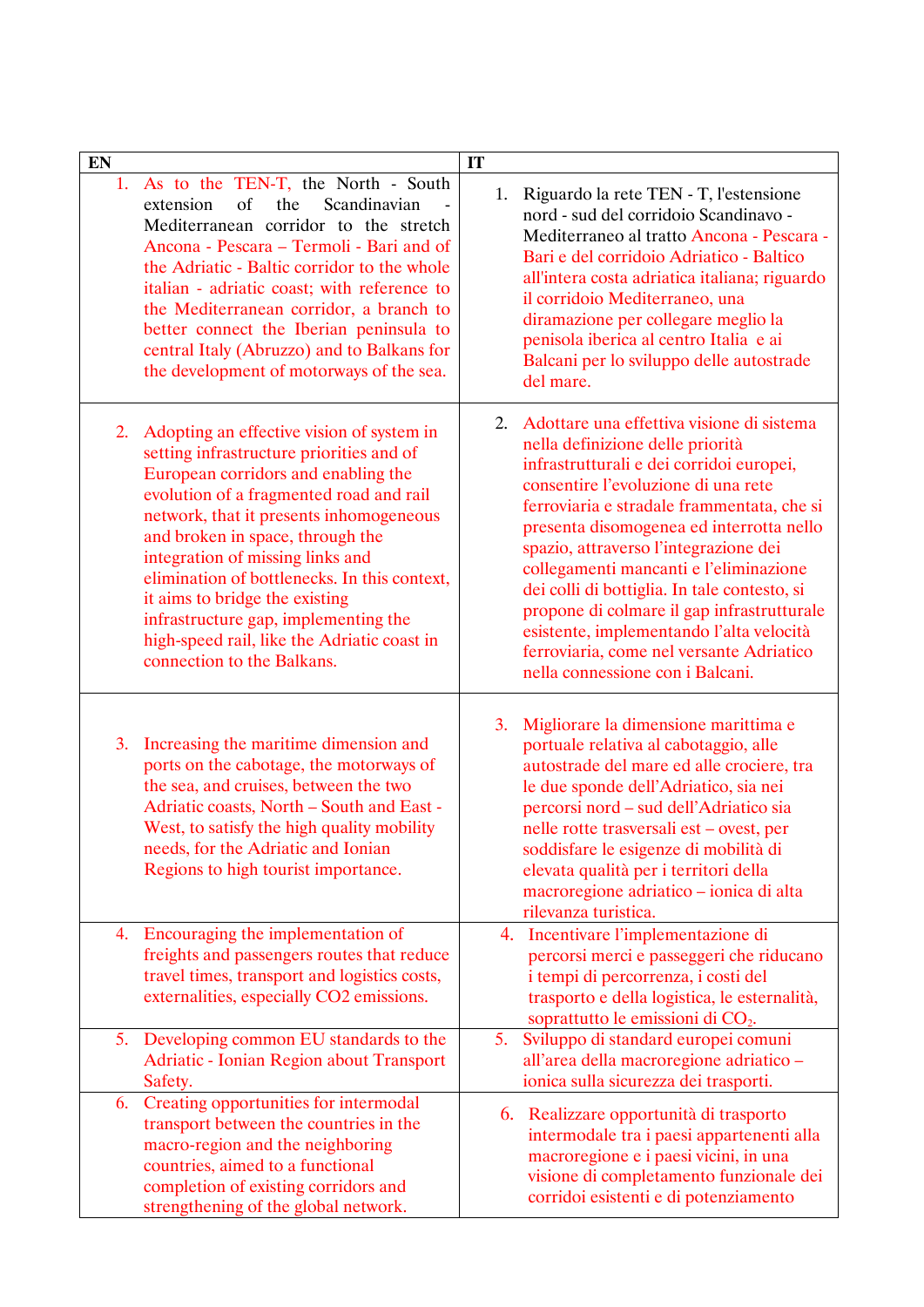| EN | IT |
| --- | --- |
| 1. As to the TEN-T, the North - South extension of the Scandinavian - Mediterranean corridor to the stretch Ancona - Pescara – Termoli - Bari and of the Adriatic - Baltic corridor to the whole italian - adriatic coast; with reference to the Mediterranean corridor, a branch to better connect the Iberian peninsula to central Italy (Abruzzo) and to Balkans for the development of motorways of the sea. | 1. Riguardo la rete TEN - T, l'estensione nord - sud del corridoio Scandinavo - Mediterraneo al tratto Ancona - Pescara - Bari e del corridoio Adriatico - Baltico all'intera costa adriatica italiana; riguardo il corridoio Mediterraneo, una diramazione per collegare meglio la penisola iberica al centro Italia e ai Balcani per lo sviluppo delle autostrade del mare. |
| 2. Adopting an effective vision of system in setting infrastructure priorities and of European corridors and enabling the evolution of a fragmented road and rail network, that it presents inhomogeneous and broken in space, through the integration of missing links and elimination of bottlenecks. In this context, it aims to bridge the existing infrastructure gap, implementing the high-speed rail, like the Adriatic coast in connection to the Balkans. | 2. Adottare una effettiva visione di sistema nella definizione delle priorità infrastrutturali e dei corridoi europei, consentire l'evoluzione di una rete ferroviaria e stradale frammentata, che si presenta disomogenea ed interrotta nello spazio, attraverso l'integrazione dei collegamenti mancanti e l'eliminazione dei colli di bottiglia. In tale contesto, si propone di colmare il gap infrastrutturale esistente, implementando l'alta velocità ferroviaria, come nel versante Adriatico nella connessione con i Balcani. |
| 3. Increasing the maritime dimension and ports on the cabotage, the motorways of the sea, and cruises, between the two Adriatic coasts, North – South and East - West, to satisfy the high quality mobility needs, for the Adriatic and Ionian Regions to high tourist importance. | 3. Migliorare la dimensione marittima e portuale relativa al cabotaggio, alle autostrade del mare ed alle crociere, tra le due sponde dell'Adriatico, sia nei percorsi merci nord – sud dell'Adriatico sia nelle rotte trasversali est – ovest, per soddisfare le esigenze di mobilità di elevata qualità per i territori della macroregione adriatico – ionica di alta rilevanza turistica. |
| 4. Encouraging the implementation of freights and passengers routes that reduce travel times, transport and logistics costs, externalities, especially CO2 emissions. | 4. Incentivare l'implementazione di percorsi merci e passeggeri che riducano i tempi di percorrenza, i costi del trasporto e della logistica, le esternalità, soprattutto le emissioni di $CO_2$. |
| 5. Developing common EU standards to the Adriatic - Ionian Region about Transport Safety. | 5. Sviluppo di standard europei comuni all'area della macroregione adriatico – ionica sulla sicurezza dei trasporti. |
| 6. Creating opportunities for intermodal transport between the countries in the macro-region and the neighboring countries, aimed to a functional completion of existing corridors and strengthening of the global network. | 6. Realizzare opportunità di trasporto intermodale tra i paesi appartenenti alla macroregione e i paesi vicini, in una visione di completamento funzionale dei corridoi esistenti e di potenziamento |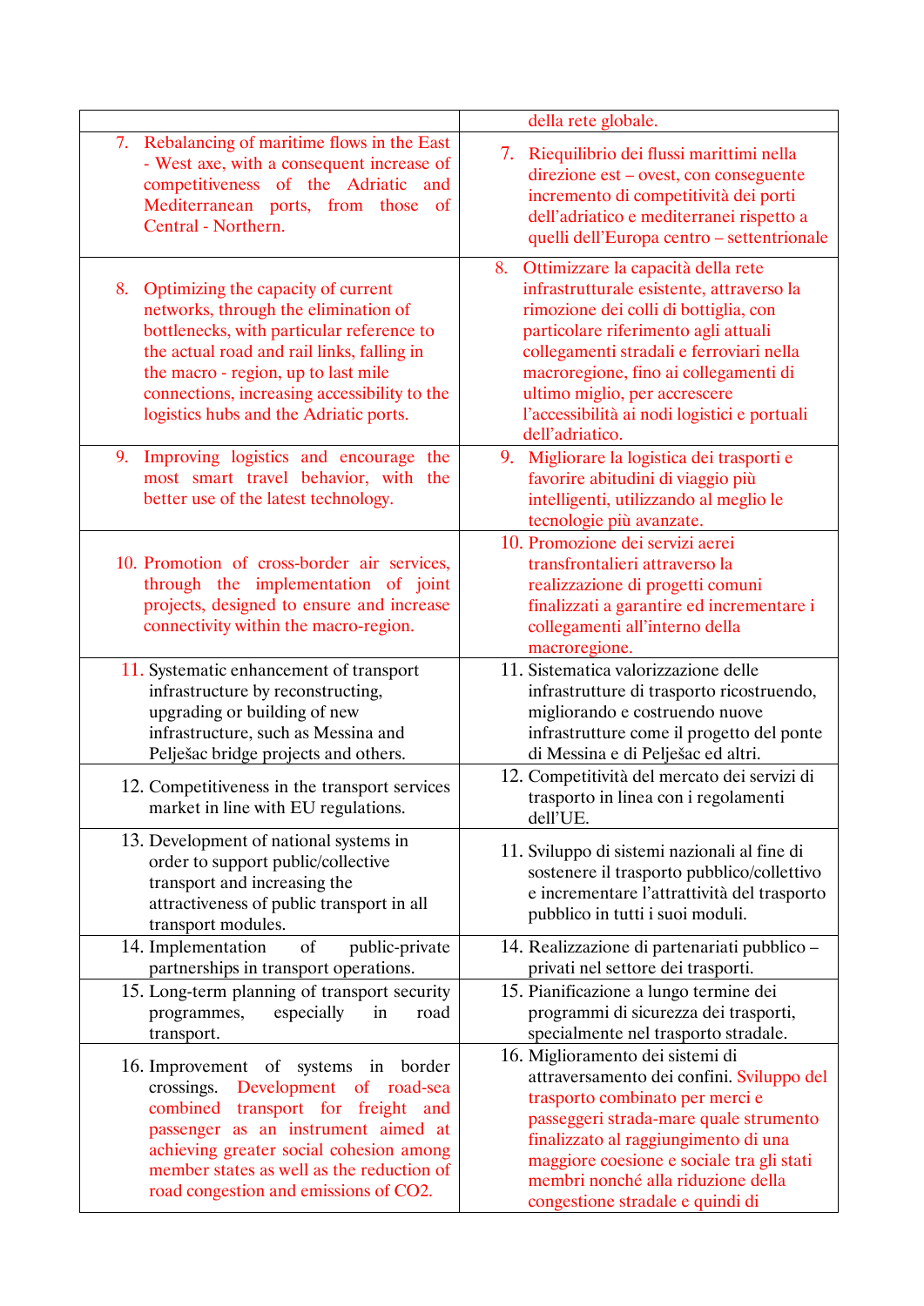| | |
|---|---|
| | della rete globale. |
| 7. Rebalancing of maritime flows in the East - West axe, with a consequent increase of competitiveness of the Adriatic and Mediterranean ports, from those of Central - Northern. | 7. Riequilibrio dei flussi marittimi nella direzione est – ovest, con conseguente incremento di competitività dei porti dell'adriatico e mediterranei rispetto a quelli dell'Europa centro – settentrionale |
| 8. Optimizing the capacity of current networks, through the elimination of bottlenecks, with particular reference to the actual road and rail links, falling in the macro - region, up to last mile connections, increasing accessibility to the logistics hubs and the Adriatic ports. | 8. Ottimizzare la capacità della rete infrastrutturale esistente, attraverso la rimozione dei colli di bottiglia, con particolare riferimento agli attuali collegamenti stradali e ferroviari nella macroregione, fino ai collegamenti di ultimo miglio, per accrescere l'accessibilità ai nodi logistici e portuali dell'adriatico. |
| 9. Improving logistics and encourage the most smart travel behavior, with the better use of the latest technology. | 9. Migliorare la logistica dei trasporti e favorire abitudini di viaggio più intelligenti, utilizzando al meglio le tecnologie più avanzate. |
| 10. Promotion of cross-border air services, through the implementation of joint projects, designed to ensure and increase connectivity within the macro-region. | 10. Promozione dei servizi aerei transfrontalieri attraverso la realizzazione di progetti comuni finalizzati a garantire ed incrementare i collegamenti all'interno della macroregione. |
| 11. Systematic enhancement of transport infrastructure by reconstructing, upgrading or building of new infrastructure, such as Messina and Pelješac bridge projects and others. | 11. Sistematica valorizzazione delle infrastrutture di trasporto ricostruendo, migliorando e costruendo nuove infrastrutture come il progetto del ponte di Messina e di Pelješac ed altri. |
| 12. Competitiveness in the transport services market in line with EU regulations. | 12. Competitività del mercato dei servizi di trasporto in linea con i regolamenti dell'UE. |
| 13. Development of national systems in order to support public/collective transport and increasing the attractiveness of public transport in all transport modules. | 11. Sviluppo di sistemi nazionali al fine di sostenere il trasporto pubblico/collettivo e incrementare l'attrattività del trasporto pubblico in tutti i suoi moduli. |
| 14. Implementation of public-private partnerships in transport operations. | 14. Realizzazione di partenariati pubblico – privati nel settore dei trasporti. |
| 15. Long-term planning of transport security programmes, especially in road transport. | 15. Pianificazione a lungo termine dei programmi di sicurezza dei trasporti, specialmente nel trasporto stradale. |
| 16. Improvement of systems in border crossings. Development of road-sea combined transport for freight and passenger as an instrument aimed at achieving greater social cohesion among member states as well as the reduction of road congestion and emissions of $CO_2$. | 16. Miglioramento dei sistemi di attraversamento dei confini. Sviluppo del trasporto combinato per merci e passeggeri strada-mare quale strumento finalizzato al raggiungimento di una maggiore coesione e sociale tra gli stati membri nonché alla riduzione della congestione stradale e quindi di |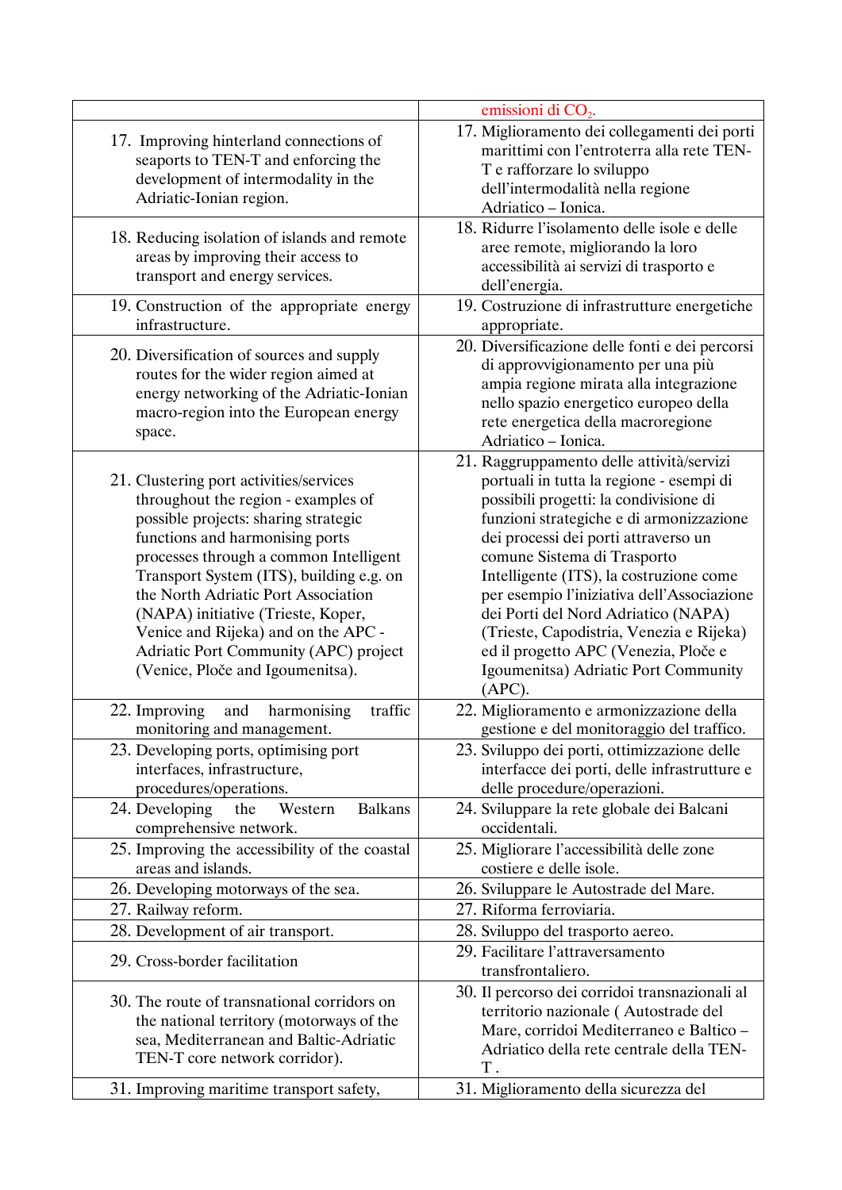| | emissioni di $CO_2$. |
|---|---|
| 17. Improving hinterland connections of seaports to TEN-T and enforcing the development of intermodality in the Adriatic-Ionian region. | 17. Miglioramento dei collegamenti dei porti marittimi con l'entroterra alla rete TEN-T e rafforzare lo sviluppo dell'intermodalità nella regione Adriatico – Ionica. |
| 18. Reducing isolation of islands and remote areas by improving their access to transport and energy services. | 18. Ridurre l'isolamento delle isole e delle aree remote, migliorando la loro accessibilità ai servizi di trasporto e dell'energia. |
| 19. Construction of the appropriate energy infrastructure. | 19. Costruzione di infrastrutture energetiche appropriate. |
| 20. Diversification of sources and supply routes for the wider region aimed at energy networking of the Adriatic-Ionian macro-region into the European energy space. | 20. Diversificazione delle fonti e dei percorsi di approvvigionamento per una più ampia regione mirata alla integrazione nello spazio energetico europeo della rete energetica della macroregione Adriatico – Ionica. |
| 21. Clustering port activities/services throughout the region - examples of possible projects: sharing strategic functions and harmonising ports processes through a common Intelligent Transport System (ITS), building e.g. on the North Adriatic Port Association (NAPA) initiative (Trieste, Koper, Venice and Rijeka) and on the APC - Adriatic Port Community (APC) project (Venice, Ploče and Igoumenitsa). | 21. Raggruppamento delle attività/servizi portuali in tutta la regione - esempi di possibili progetti: la condivisione di funzioni strategiche e di armonizzazione dei processi dei porti attraverso un comune Sistema di Trasporto Intelligente (ITS), la costruzione come per esempio l'iniziativa dell'Associazione dei Porti del Nord Adriatico (NAPA) (Trieste, Capodistria, Venezia e Rijeka) ed il progetto APC (Venezia, Ploče e Igoumenitsa) Adriatic Port Community (APC). |
| 22. Improving and harmonising traffic monitoring and management. | 22. Miglioramento e armonizzazione della gestione e del monitoraggio del traffico. |
| 23. Developing ports, optimising port interfaces, infrastructure, procedures/operations. | 23. Sviluppo dei porti, ottimizzazione delle interfacce dei porti, delle infrastrutture e delle procedure/operazioni. |
| 24. Developing the Western Balkans comprehensive network. | 24. Sviluppare la rete globale dei Balcani occidentali. |
| 25. Improving the accessibility of the coastal areas and islands. | 25. Migliorare l'accessibilità delle zone costiere e delle isole. |
| 26. Developing motorways of the sea. | 26. Sviluppare le Autostrade del Mare. |
| 27. Railway reform. | 27. Riforma ferroviaria. |
| 28. Development of air transport. | 28. Sviluppo del trasporto aereo. |
| 29. Cross-border facilitation | 29. Facilitare l'attraversamento transfrontaliero. |
| 30. The route of transnational corridors on the national territory (motorways of the sea, Mediterranean and Baltic-Adriatic TEN-T core network corridor). | 30. Il percorso dei corridoi transnazionali al territorio nazionale ( Autostrade del Mare, corridoi Mediterraneo e Baltico – Adriatico della rete centrale della TEN-T . |
| 31. Improving maritime transport safety, | 31. Miglioramento della sicurezza del |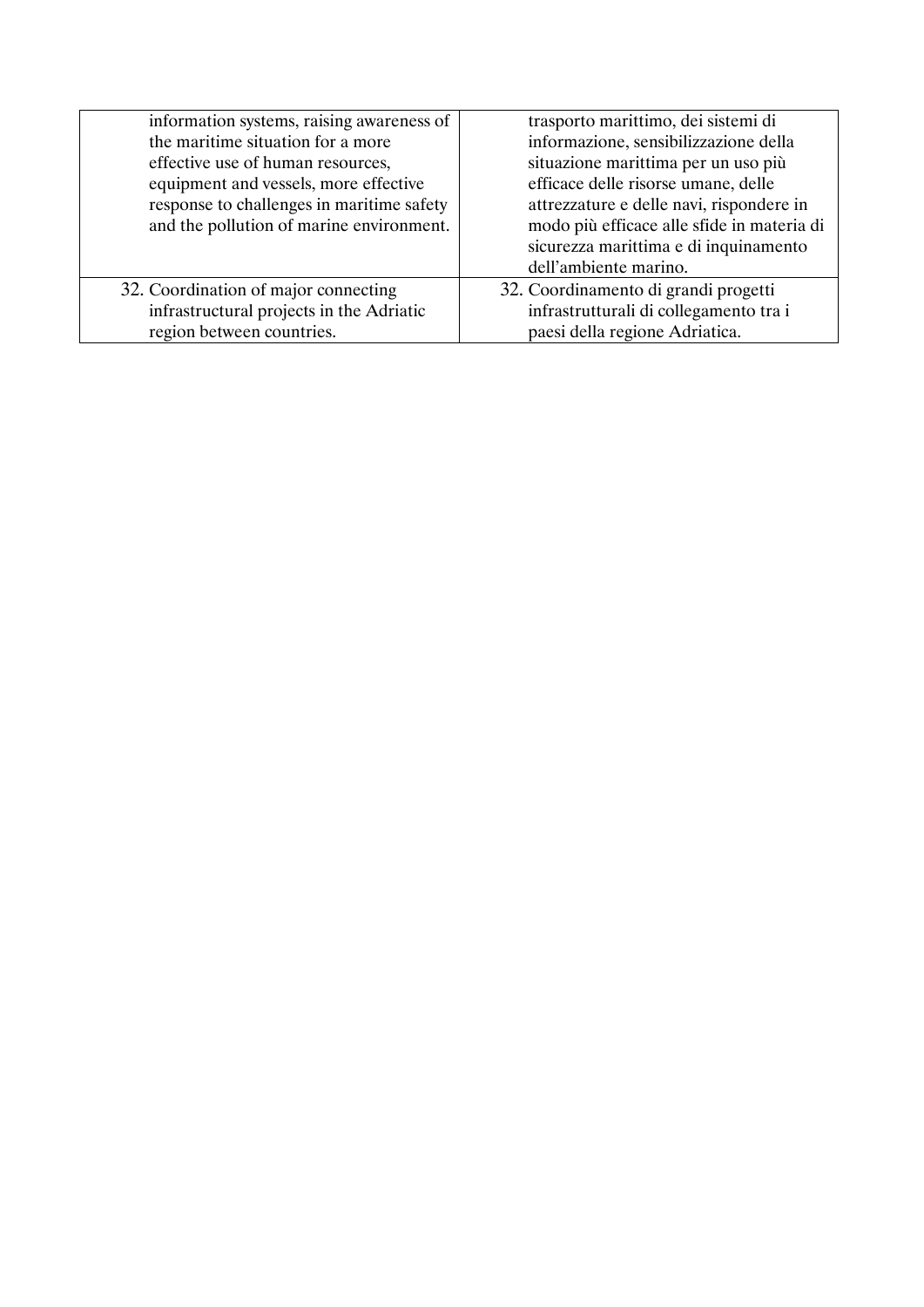| | |
|---|---|
| information systems, raising awareness of the maritime situation for a more effective use of human resources, equipment and vessels, more effective response to challenges in maritime safety and the pollution of marine environment. | trasporto marittimo, dei sistemi di informazione, sensibilizzazione della situazione marittima per un uso più efficace delle risorse umane, delle attrezzature e delle navi, rispondere in modo più efficace alle sfide in materia di sicurezza marittima e di inquinamento dell'ambiente marino. |
| 32. Coordination of major connecting infrastructural projects in the Adriatic region between countries. | 32. Coordinamento di grandi progetti infrastrutturali di collegamento tra i paesi della regione Adriatica. |